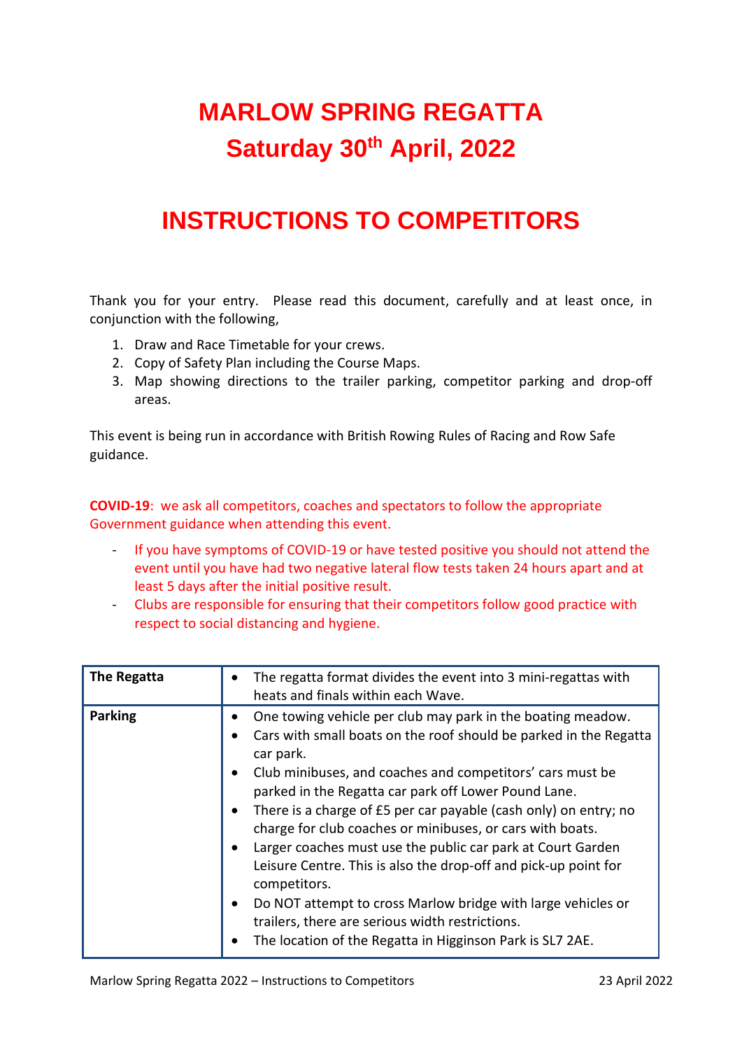# MARLOW SPRING REGATTA
# Saturday 30th April, 2022

# INSTRUCTIONS TO COMPETITORS

Thank you for your entry. Please read this document, carefully and at least once, in conjunction with the following,

1. Draw and Race Timetable for your crews.
2. Copy of Safety Plan including the Course Maps.
3. Map showing directions to the trailer parking, competitor parking and drop-off areas.

This event is being run in accordance with British Rowing Rules of Racing and Row Safe guidance.

**COVID-19**: we ask all competitors, coaches and spectators to follow the appropriate Government guidance when attending this event.

- If you have symptoms of COVID-19 or have tested positive you should not attend the event until you have had two negative lateral flow tests taken 24 hours apart and at least 5 days after the initial positive result.
- Clubs are responsible for ensuring that their competitors follow good practice with respect to social distancing and hygiene.

| | |
|---|---|
| **The Regatta** | • The regatta format divides the event into 3 mini-regattas with heats and finals within each Wave. |
| **Parking** | • One towing vehicle per club may park in the boating meadow.<br>• Cars with small boats on the roof should be parked in the Regatta car park.<br>• Club minibuses, and coaches and competitors' cars must be parked in the Regatta car park off Lower Pound Lane.<br>• There is a charge of £5 per car payable (cash only) on entry; no charge for club coaches or minibuses, or cars with boats.<br>• Larger coaches must use the public car park at Court Garden Leisure Centre. This is also the drop-off and pick-up point for competitors.<br>• Do NOT attempt to cross Marlow bridge with large vehicles or trailers, there are serious width restrictions.<br>• The location of the Regatta in Higginson Park is SL7 2AE. |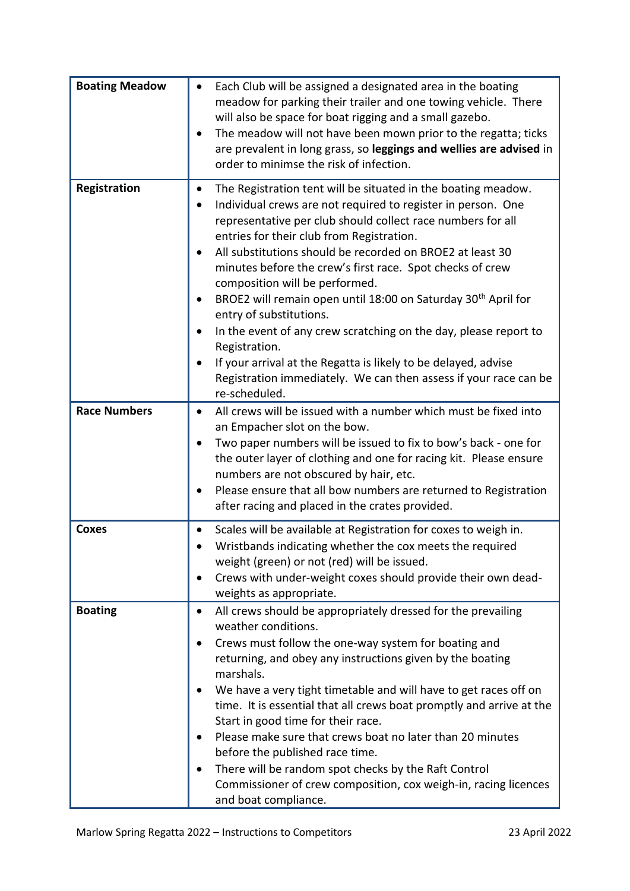| | |
|---|---|
| **Boating Meadow** | • Each Club will be assigned a designated area in the boating meadow for parking their trailer and one towing vehicle. There will also be space for boat rigging and a small gazebo.<br>• The meadow will not have been mown prior to the regatta; ticks are prevalent in long grass, so **leggings and wellies are advised** in order to minimse the risk of infection. |
| **Registration** | • The Registration tent will be situated in the boating meadow.<br>• Individual crews are not required to register in person. One representative per club should collect race numbers for all entries for their club from Registration.<br>• All substitutions should be recorded on BROE2 at least 30 minutes before the crew's first race. Spot checks of crew composition will be performed.<br>• BROE2 will remain open until 18:00 on Saturday 30th April for entry of substitutions.<br>• In the event of any crew scratching on the day, please report to Registration.<br>• If your arrival at the Regatta is likely to be delayed, advise Registration immediately. We can then assess if your race can be re-scheduled. |
| **Race Numbers** | • All crews will be issued with a number which must be fixed into an Empacher slot on the bow.<br>• Two paper numbers will be issued to fix to bow's back - one for the outer layer of clothing and one for racing kit. Please ensure numbers are not obscured by hair, etc.<br>• Please ensure that all bow numbers are returned to Registration after racing and placed in the crates provided. |
| **Coxes** | • Scales will be available at Registration for coxes to weigh in.<br>• Wristbands indicating whether the cox meets the required weight (green) or not (red) will be issued.<br>• Crews with under-weight coxes should provide their own dead-weights as appropriate. |
| **Boating** | • All crews should be appropriately dressed for the prevailing weather conditions.<br>• Crews must follow the one-way system for boating and returning, and obey any instructions given by the boating marshals.<br>• We have a very tight timetable and will have to get races off on time. It is essential that all crews boat promptly and arrive at the Start in good time for their race.<br>• Please make sure that crews boat no later than 20 minutes before the published race time.<br>• There will be random spot checks by the Raft Control Commissioner of crew composition, cox weigh-in, racing licences and boat compliance. |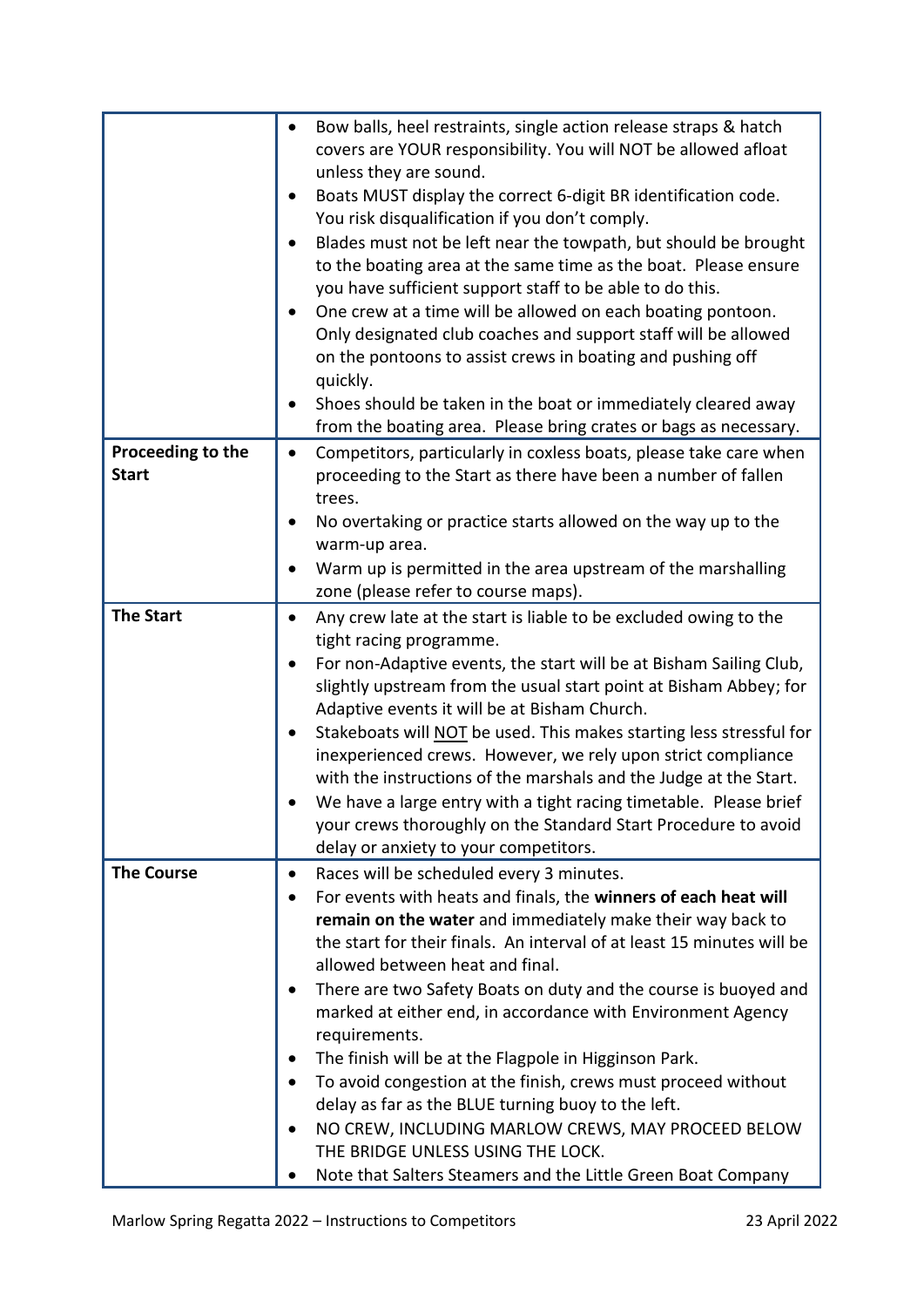| | |
|---|---|
| | • Bow balls, heel restraints, single action release straps & hatch covers are YOUR responsibility. You will NOT be allowed afloat unless they are sound.<br>• Boats MUST display the correct 6-digit BR identification code. You risk disqualification if you don't comply.<br>• Blades must not be left near the towpath, but should be brought to the boating area at the same time as the boat. Please ensure you have sufficient support staff to be able to do this.<br>• One crew at a time will be allowed on each boating pontoon. Only designated club coaches and support staff will be allowed on the pontoons to assist crews in boating and pushing off quickly.<br>• Shoes should be taken in the boat or immediately cleared away from the boating area. Please bring crates or bags as necessary. |
| **Proceeding to the Start** | • Competitors, particularly in coxless boats, please take care when proceeding to the Start as there have been a number of fallen trees.<br>• No overtaking or practice starts allowed on the way up to the warm-up area.<br>• Warm up is permitted in the area upstream of the marshalling zone (please refer to course maps). |
| **The Start** | • Any crew late at the start is liable to be excluded owing to the tight racing programme.<br>• For non-Adaptive events, the start will be at Bisham Sailing Club, slightly upstream from the usual start point at Bisham Abbey; for Adaptive events it will be at Bisham Church.<br>• Stakeboats will <u>NOT</u> be used. This makes starting less stressful for inexperienced crews. However, we rely upon strict compliance with the instructions of the marshals and the Judge at the Start.<br>• We have a large entry with a tight racing timetable. Please brief your crews thoroughly on the Standard Start Procedure to avoid delay or anxiety to your competitors. |
| **The Course** | • Races will be scheduled every 3 minutes.<br>• For events with heats and finals, the **winners of each heat will remain on the water** and immediately make their way back to the start for their finals. An interval of at least 15 minutes will be allowed between heat and final.<br>• There are two Safety Boats on duty and the course is buoyed and marked at either end, in accordance with Environment Agency requirements.<br>• The finish will be at the Flagpole in Higginson Park.<br>• To avoid congestion at the finish, crews must proceed without delay as far as the BLUE turning buoy to the left.<br>• NO CREW, INCLUDING MARLOW CREWS, MAY PROCEED BELOW THE BRIDGE UNLESS USING THE LOCK.<br>• Note that Salters Steamers and the Little Green Boat Company |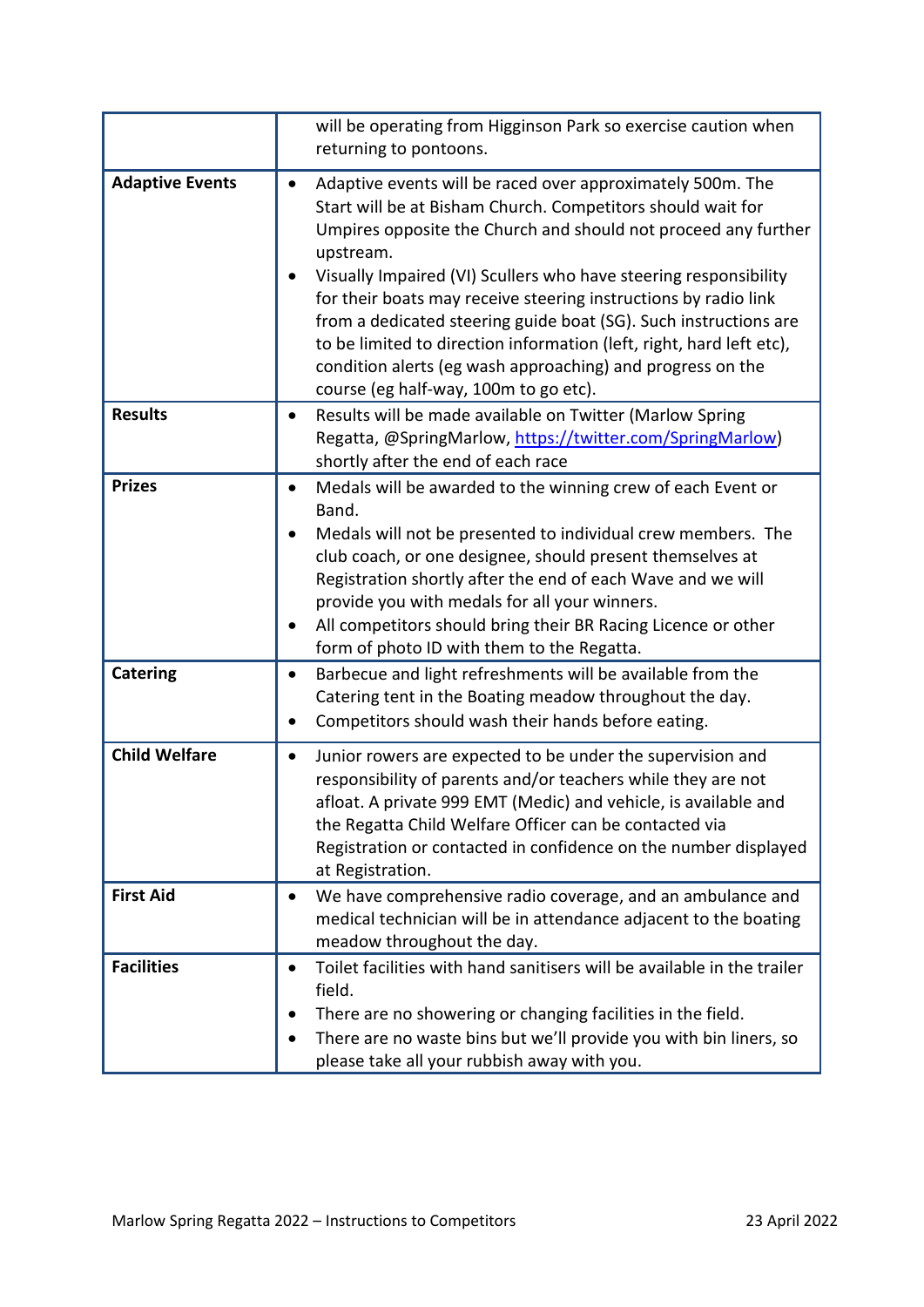| | |
|---|---|
| | will be operating from Higginson Park so exercise caution when returning to pontoons. |
| **Adaptive Events** | • Adaptive events will be raced over approximately 500m. The Start will be at Bisham Church. Competitors should wait for Umpires opposite the Church and should not proceed any further upstream.<br>• Visually Impaired (VI) Scullers who have steering responsibility for their boats may receive steering instructions by radio link from a dedicated steering guide boat (SG). Such instructions are to be limited to direction information (left, right, hard left etc), condition alerts (eg wash approaching) and progress on the course (eg half-way, 100m to go etc). |
| **Results** | • Results will be made available on Twitter (Marlow Spring Regatta, @SpringMarlow, [https://twitter.com/SpringMarlow](https://twitter.com/SpringMarlow)) shortly after the end of each race |
| **Prizes** | • Medals will be awarded to the winning crew of each Event or Band.<br>• Medals will not be presented to individual crew members. The club coach, or one designee, should present themselves at Registration shortly after the end of each Wave and we will provide you with medals for all your winners.<br>• All competitors should bring their BR Racing Licence or other form of photo ID with them to the Regatta. |
| **Catering** | • Barbecue and light refreshments will be available from the Catering tent in the Boating meadow throughout the day.<br>• Competitors should wash their hands before eating. |
| **Child Welfare** | • Junior rowers are expected to be under the supervision and responsibility of parents and/or teachers while they are not afloat. A private 999 EMT (Medic) and vehicle, is available and the Regatta Child Welfare Officer can be contacted via Registration or contacted in confidence on the number displayed at Registration. |
| **First Aid** | • We have comprehensive radio coverage, and an ambulance and medical technician will be in attendance adjacent to the boating meadow throughout the day. |
| **Facilities** | • Toilet facilities with hand sanitisers will be available in the trailer field.<br>• There are no showering or changing facilities in the field.<br>• There are no waste bins but we'll provide you with bin liners, so please take all your rubbish away with you. |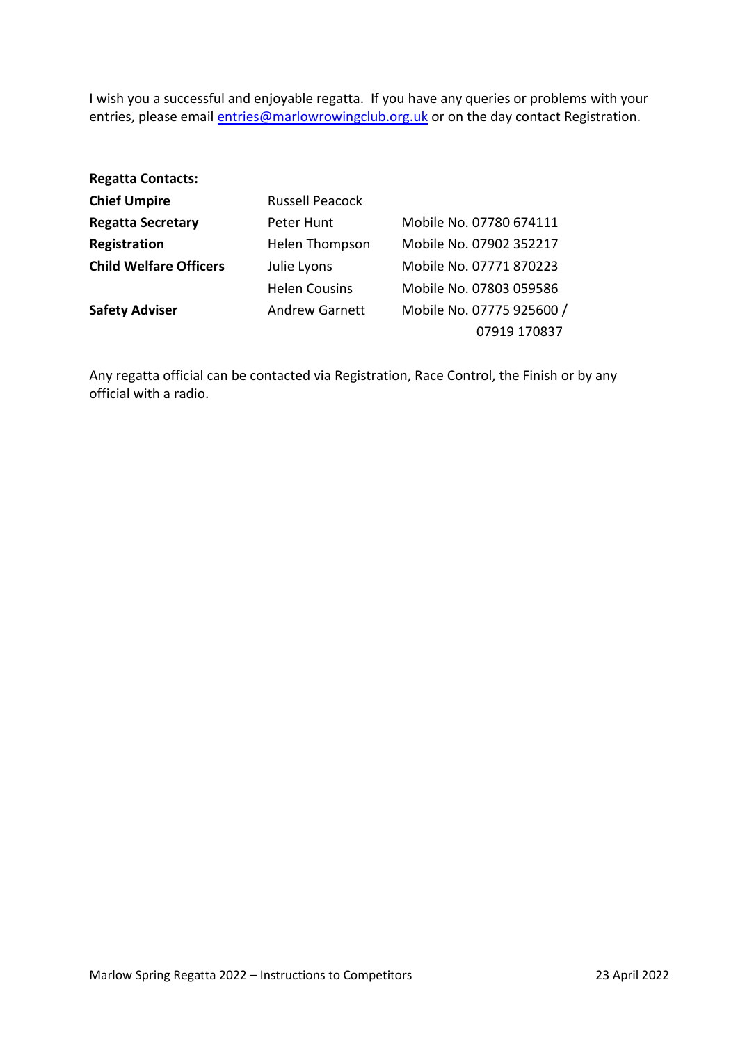I wish you a successful and enjoyable regatta. If you have any queries or problems with your entries, please email entries@marlowrowingclub.org.uk or on the day contact Registration.

**Regatta Contacts:**

| | | |
|---|---|---|
| **Chief Umpire** | Russell Peacock | |
| **Regatta Secretary** | Peter Hunt | Mobile No. 07780 674111 |
| **Registration** | Helen Thompson | Mobile No. 07902 352217 |
| **Child Welfare Officers** | Julie Lyons | Mobile No. 07771 870223 |
| | Helen Cousins | Mobile No. 07803 059586 |
| **Safety Adviser** | Andrew Garnett | Mobile No. 07775 925600 / 07919 170837 |

Any regatta official can be contacted via Registration, Race Control, the Finish or by any official with a radio.